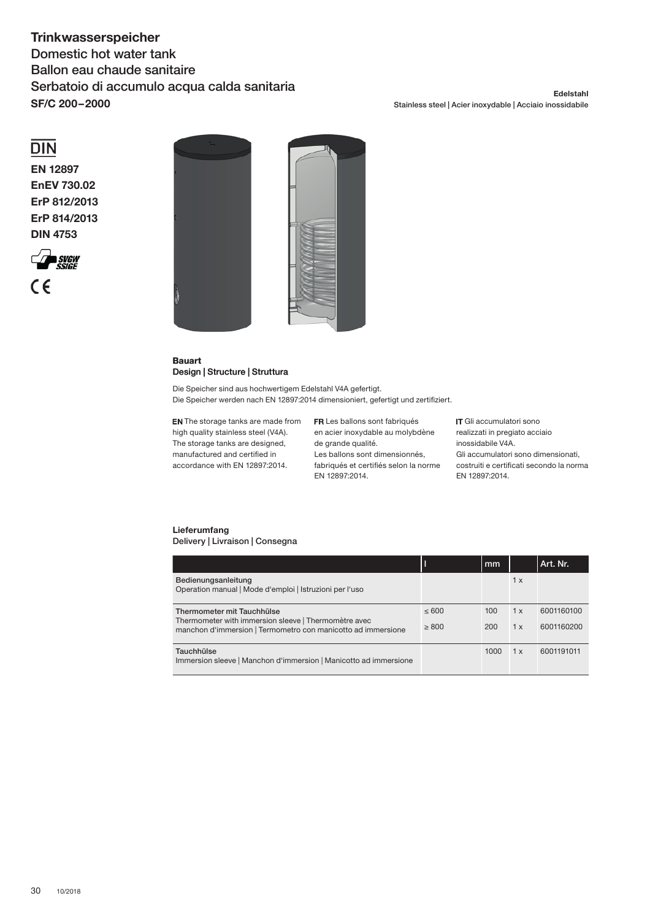# Trinkwasserspeicher

Domestic hot water tank
Ballon eau chaude sanitaire
Serbatoio di accumulo acqua calda sanitaria
**SF/C 200–2000**

**Edelstahl**
Stainless steel | Acier inoxydable | Acciaio inossidabile

DIN

**EN 12897**
**EnEV 730.02**
**ErP 812/2013**
**ErP 814/2013**
**DIN 4753**

SVGW SSIGE

CE

### Bauart
Design | Structure | Struttura

Die Speicher sind aus hochwertigem Edelstahl V4A gefertigt.
Die Speicher werden nach EN 12897:2014 dimensioniert, gefertigt und zertifiziert.

**EN** The storage tanks are made from high quality stainless steel (V4A). The storage tanks are designed, manufactured and certified in accordance with EN 12897:2014.

**FR** Les ballons sont fabriqués en acier inoxydable au molybdène de grande qualité. Les ballons sont dimensionnés, fabriqués et certifiés selon la norme EN 12897:2014.

**IT** Gli accumulatori sono realizzati in pregiato acciaio inossidabile V4A. Gli accumulatori sono dimensionati, costruiti e certificati secondo la norma EN 12897:2014.

### Lieferumfang
Delivery | Livraison | Consegna

| | l | mm | | Art. Nr. |
|---|---|---|---|---|
| Bedienungsanleitung<br>Operation manual \| Mode d'emploi \| Istruzioni per l'uso | | | 1 x | |
| Thermometer mit Tauchhülse<br>Thermometer with immersion sleeve \| Thermomètre avec manchon d'immersion \| Termometro con manicotto ad immersione | ≤ 600<br>≥ 800 | 100<br>200 | 1 x<br>1 x | 6001160100<br>6001160200 |
| Tauchhülse<br>Immersion sleeve \| Manchon d'immersion \| Manicotto ad immersione | | 1000 | 1 x | 6001191011 |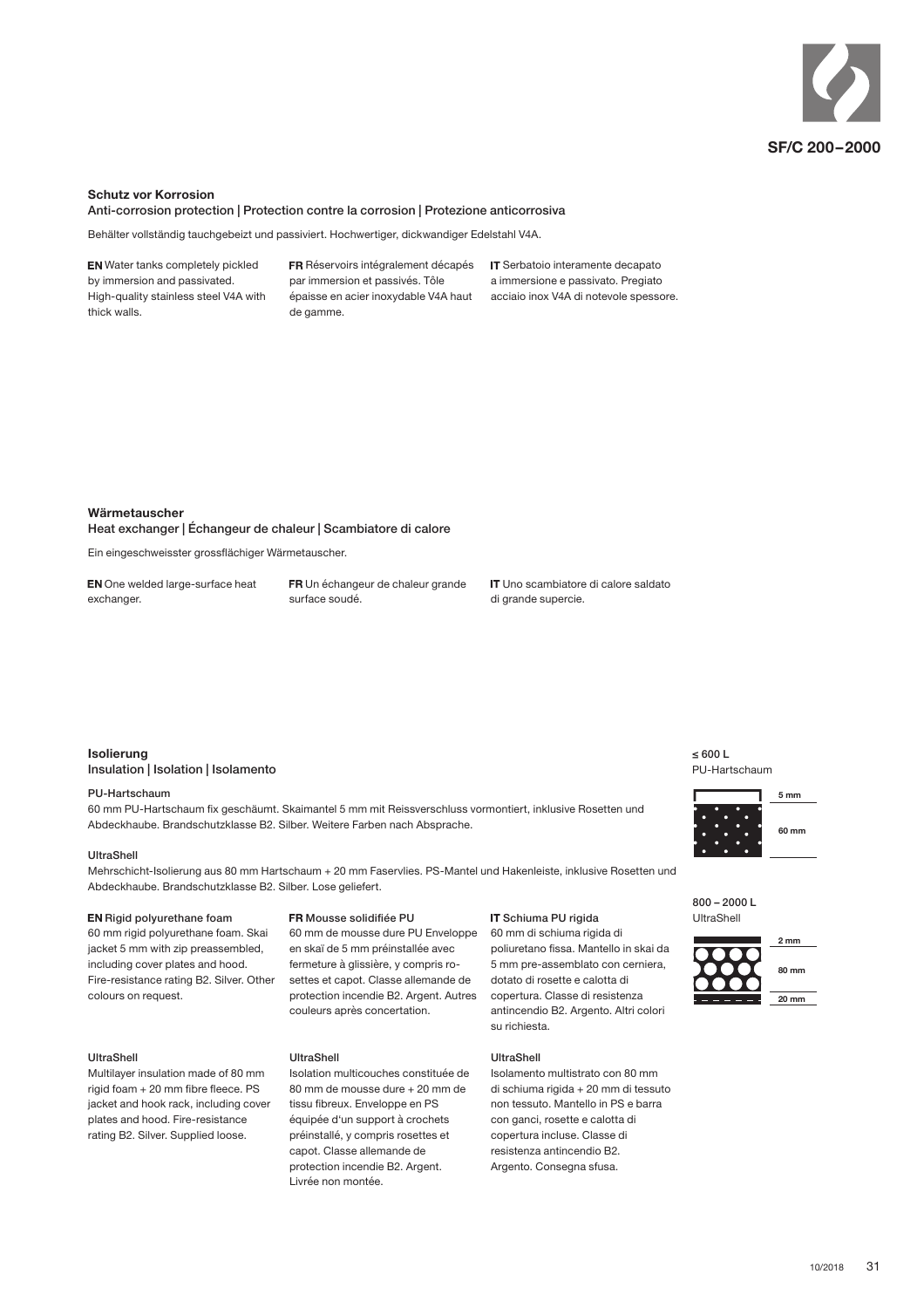## Schutz vor Korrosion

Anti-corrosion protection | Protection contre la corrosion | Protezione anticorrosiva

Behälter vollständig tauchgebeizt und passiviert. Hochwertiger, dickwandiger Edelstahl V4A.

**EN** Water tanks completely pickled by immersion and passivated. High-quality stainless steel V4A with thick walls.

**FR** Réservoirs intégralement décapés par immersion et passivés. Tôle épaisse en acier inoxydable V4A haut de gamme.

**IT** Serbatoio interamente decapato a immersione e passivato. Pregiato acciaio inox V4A di notevole spessore.

## Wärmetauscher

Heat exchanger | Échangeur de chaleur | Scambiatore di calore

Ein eingeschweisster grossflächiger Wärmetauscher.

**EN** One welded large-surface heat exchanger.

**FR** Un échangeur de chaleur grande surface soudé.

**IT** Uno scambiatore di calore saldato di grande supercie.

## Isolierung

Insulation | Isolation | Isolamento

**PU-Hartschaum**

60 mm PU-Hartschaum fix geschäumt. Skaimantel 5 mm mit Reissverschluss vormontiert, inklusive Rosetten und Abdeckhaube. Brandschutzklasse B2. Silber. Weitere Farben nach Absprache.

**UltraShell**

Mehrschicht-Isolierung aus 80 mm Hartschaum + 20 mm Faservlies. PS-Mantel und Hakenleiste, inklusive Rosetten und Abdeckhaube. Brandschutzklasse B2. Silber. Lose geliefert.

**EN** Rigid polyurethane foam

60 mm rigid polyurethane foam. Skai jacket 5 mm with zip preassembled, including cover plates and hood. Fire-resistance rating B2. Silver. Other colours on request.

UltraShell

Multilayer insulation made of 80 mm rigid foam + 20 mm fibre fleece. PS jacket and hook rack, including cover plates and hood. Fire-resistance rating B2. Silver. Supplied loose.

**FR** Mousse solidifiée PU

60 mm de mousse dure PU Enveloppe en skaï de 5 mm préinstallée avec fermeture à glissière, y compris rosettes et capot. Classe allemande de protection incendie B2. Argent. Autres couleurs après concertation.

UltraShell

Isolation multicouches constituée de 80 mm de mousse dure + 20 mm de tissu fibreux. Enveloppe en PS équipée d'un support à crochets préinstallé, y compris rosettes et capot. Classe allemande de protection incendie B2. Argent. Livrée non montée.

**IT** Schiuma PU rigida

60 mm di schiuma rigida di poliuretano fissa. Mantello in skai da 5 mm pre-assemblato con cerniera, dotato di rosette e calotta di copertura. Classe di resistenza antincendio B2. Argento. Altri colori su richiesta.

UltraShell

Isolamento multistrato con 80 mm di schiuma rigida + 20 mm di tessuto non tessuto. Mantello in PS e barra con ganci, rosette e calotta di copertura incluse. Classe di resistenza antincendio B2. Argento. Consegna sfusa.

≤ 600 L
PU-Hartschaum

5 mm
60 mm

800 – 2000 L
UltraShell

2 mm
80 mm
20 mm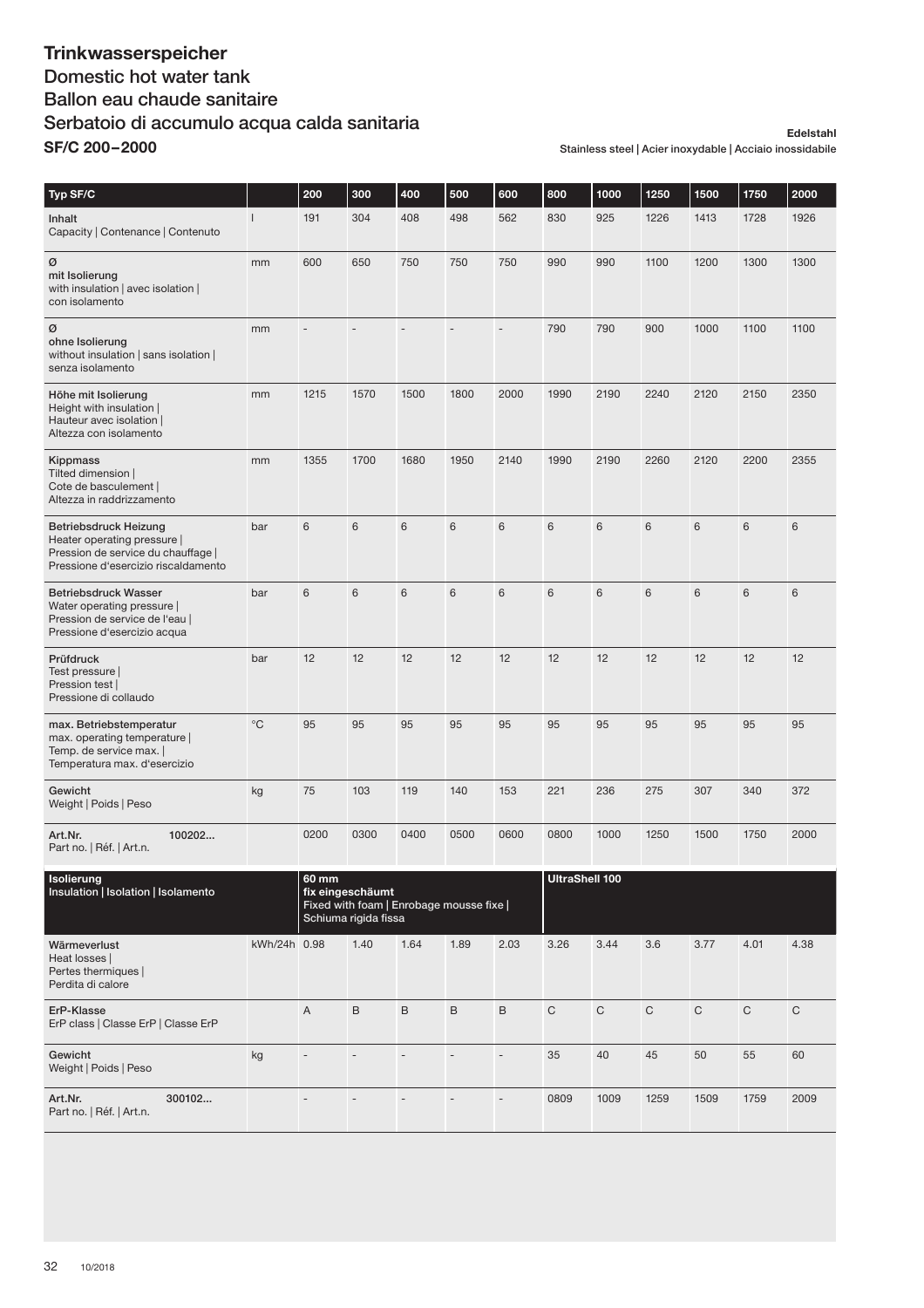# Trinkwasserspeicher
## Domestic hot water tank
## Ballon eau chaude sanitaire
## Serbatoio di accumulo acqua calda sanitaria
## SF/C 200–2000

**Edelstahl**
Stainless steel | Acier inoxydable | Acciaio inossidabile

| Typ SF/C | | 200 | 300 | 400 | 500 | 600 | 800 | 1000 | 1250 | 1500 | 1750 | 2000 |
|---|---|---|---|---|---|---|---|---|---|---|---|---|
| **Inhalt** Capacity \| Contenance \| Contenuto | l | 191 | 304 | 408 | 498 | 562 | 830 | 925 | 1226 | 1413 | 1728 | 1926 |
| **Ø mit Isolierung** with insulation \| avec isolation \| con isolamento | mm | 600 | 650 | 750 | 750 | 750 | 990 | 990 | 1100 | 1200 | 1300 | 1300 |
| **Ø ohne Isolierung** without insulation \| sans isolation \| senza isolamento | mm | - | - | - | - | - | 790 | 790 | 900 | 1000 | 1100 | 1100 |
| **Höhe mit Isolierung** Height with insulation \| Hauteur avec isolation \| Altezza con isolamento | mm | 1215 | 1570 | 1500 | 1800 | 2000 | 1990 | 2190 | 2240 | 2120 | 2150 | 2350 |
| **Kippmass** Tilted dimension \| Cote de basculement \| Altezza in raddrizzamento | mm | 1355 | 1700 | 1680 | 1950 | 2140 | 1990 | 2190 | 2260 | 2120 | 2200 | 2355 |
| **Betriebsdruck Heizung** Heater operating pressure \| Pression de service du chauffage \| Pressione d'esercizio riscaldamento | bar | 6 | 6 | 6 | 6 | 6 | 6 | 6 | 6 | 6 | 6 | 6 |
| **Betriebsdruck Wasser** Water operating pressure \| Pression de service de l'eau \| Pressione d'esercizio acqua | bar | 6 | 6 | 6 | 6 | 6 | 6 | 6 | 6 | 6 | 6 | 6 |
| **Prüfdruck** Test pressure \| Pression test \| Pressione di collaudo | bar | 12 | 12 | 12 | 12 | 12 | 12 | 12 | 12 | 12 | 12 | 12 |
| **max. Betriebstemperatur** max. operating temperature \| Temp. de service max. \| Temperatura max. d'esercizio | °C | 95 | 95 | 95 | 95 | 95 | 95 | 95 | 95 | 95 | 95 | 95 |
| **Gewicht** Weight \| Poids \| Peso | kg | 75 | 103 | 119 | 140 | 153 | 221 | 236 | 275 | 307 | 340 | 372 |
| **Art.Nr.** 100202... Part no. \| Réf. \| Art.n. | | 0200 | 0300 | 0400 | 0500 | 0600 | 0800 | 1000 | 1250 | 1500 | 1750 | 2000 |
| **Isolierung** Insulation \| Isolation \| Isolamento | | **60 mm fix eingeschäumt** Fixed with foam \| Enrobage mousse fixe \| Schiuma rigida fissa | | | | | **UltraShell 100** | | | | | |
| **Wärmeverlust** Heat losses \| Pertes thermiques \| Perdita di calore | kWh/24h | 0.98 | 1.40 | 1.64 | 1.89 | 2.03 | 3.26 | 3.44 | 3.6 | 3.77 | 4.01 | 4.38 |
| **ErP-Klasse** ErP class \| Classe ErP \| Classe ErP | | A | B | B | B | B | C | C | C | C | C | C |
| **Gewicht** Weight \| Poids \| Peso | kg | - | - | - | - | - | 35 | 40 | 45 | 50 | 55 | 60 |
| **Art.Nr.** 300102... Part no. \| Réf. \| Art.n. | | - | - | - | - | - | 0809 | 1009 | 1259 | 1509 | 1759 | 2009 |

10/2018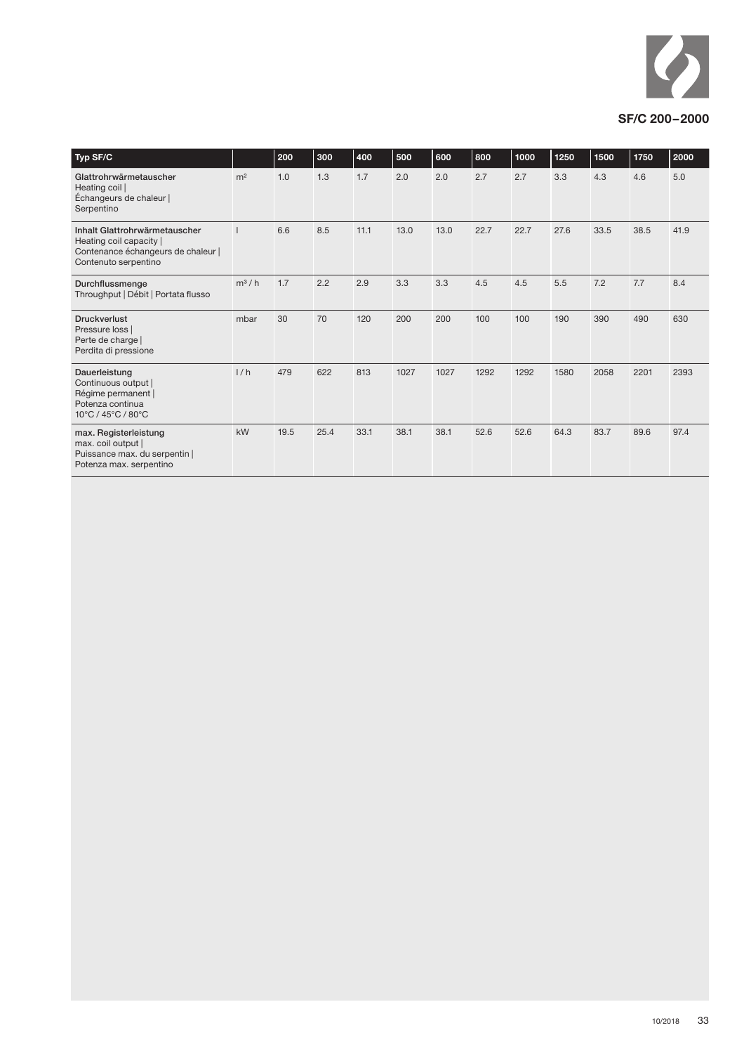## SF/C 200–2000

| Typ SF/C | | 200 | 300 | 400 | 500 | 600 | 800 | 1000 | 1250 | 1500 | 1750 | 2000 |
|---|---|---|---|---|---|---|---|---|---|---|---|---|
| **Glattrohrwärmetauscher**<br>Heating coil \|<br>Échangeurs de chaleur \|<br>Serpentino | m² | 1.0 | 1.3 | 1.7 | 2.0 | 2.0 | 2.7 | 2.7 | 3.3 | 4.3 | 4.6 | 5.0 |
| **Inhalt Glattrohrwärmetauscher**<br>Heating coil capacity \|<br>Contenance échangeurs de chaleur \|<br>Contenuto serpentino | l | 6.6 | 8.5 | 11.1 | 13.0 | 13.0 | 22.7 | 22.7 | 27.6 | 33.5 | 38.5 | 41.9 |
| **Durchflussmenge**<br>Throughput \| Débit \| Portata flusso | m³ / h | 1.7 | 2.2 | 2.9 | 3.3 | 3.3 | 4.5 | 4.5 | 5.5 | 7.2 | 7.7 | 8.4 |
| **Druckverlust**<br>Pressure loss \|<br>Perte de charge \|<br>Perdita di pressione | mbar | 30 | 70 | 120 | 200 | 200 | 100 | 100 | 190 | 390 | 490 | 630 |
| **Dauerleistung**<br>Continuous output \|<br>Régime permanent \|<br>Potenza continua<br>10°C / 45°C / 80°C | l / h | 479 | 622 | 813 | 1027 | 1027 | 1292 | 1292 | 1580 | 2058 | 2201 | 2393 |
| **max. Registerleistung**<br>max. coil output \|<br>Puissance max. du serpentin \|<br>Potenza max. serpentino | kW | 19.5 | 25.4 | 33.1 | 38.1 | 38.1 | 52.6 | 52.6 | 64.3 | 83.7 | 89.6 | 97.4 |

10/2018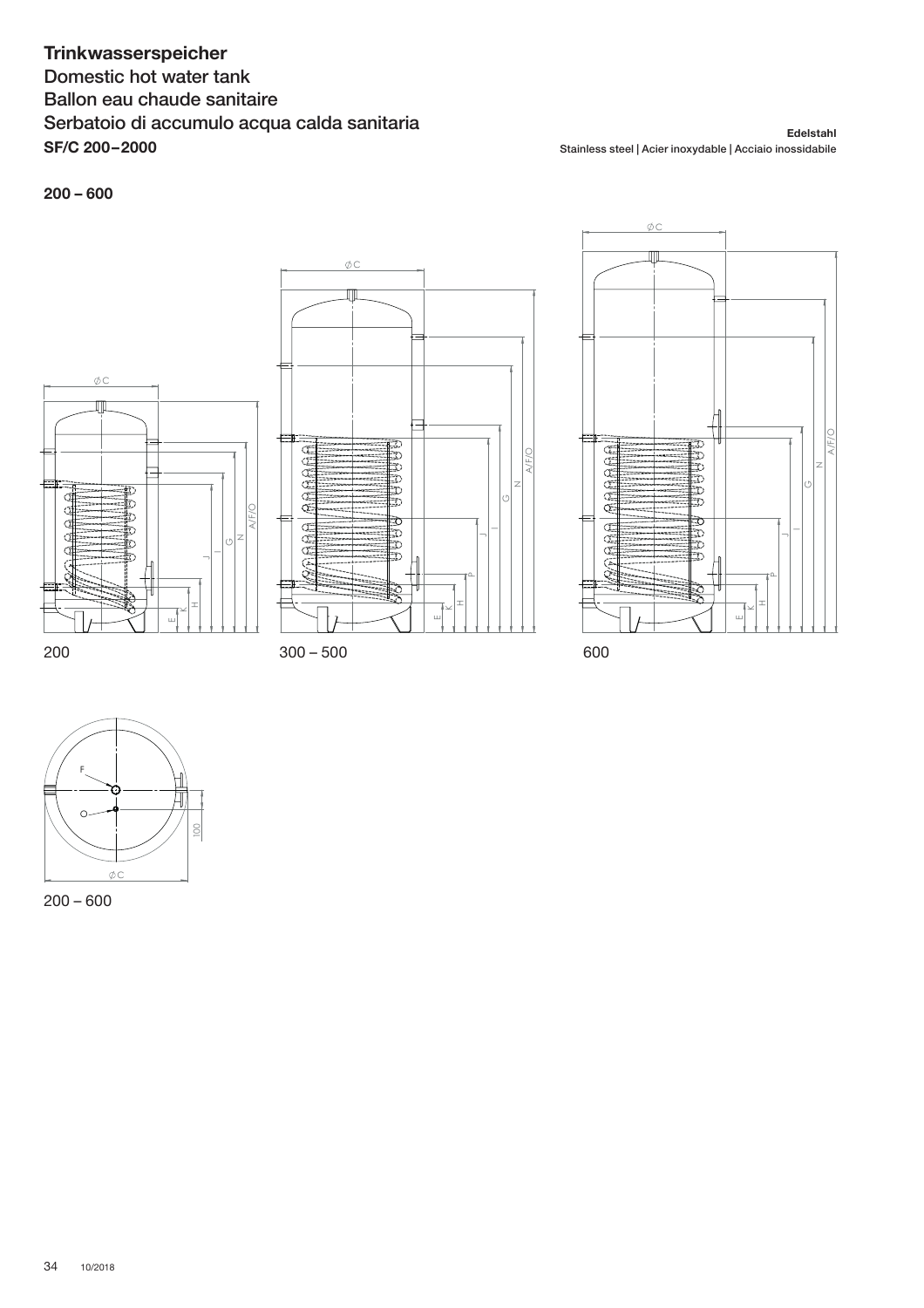# Trinkwasserspeicher

Domestic hot water tank
Ballon eau chaude sanitaire
Serbatoio di accumulo acqua calda sanitaria
**SF/C 200 – 2000**

**Edelstahl**
Stainless steel | Acier inoxydable | Acciaio inossidabile

**200 – 600**

200

300 – 500

600

200 – 600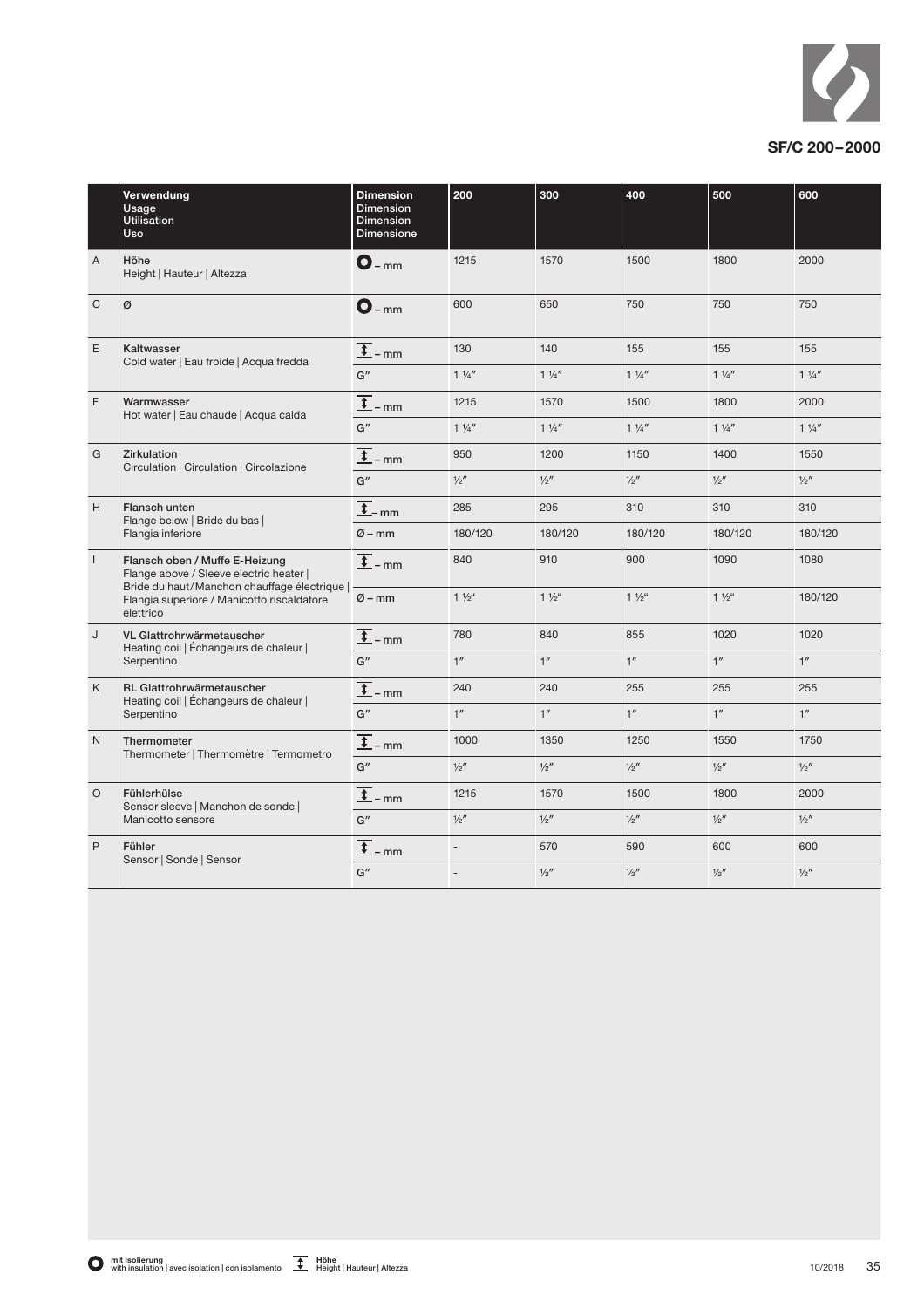## SF/C 200–2000

| | Verwendung<br>Usage<br>Utilisation<br>Uso | Dimension<br>Dimension<br>Dimension<br>Dimensione | 200 | 300 | 400 | 500 | 600 |
|---|---|---|---|---|---|---|---|
| A | **Höhe**<br>Height \| Hauteur \| Altezza | ● – mm | 1215 | 1570 | 1500 | 1800 | 2000 |
| C | Ø | ● – mm | 600 | 650 | 750 | 750 | 750 |
| E | **Kaltwasser**<br>Cold water \| Eau froide \| Acqua fredda | ↕ – mm | 130 | 140 | 155 | 155 | 155 |
| | | G″ | 1 ¼″ | 1 ¼″ | 1 ¼″ | 1 ¼″ | 1 ¼″ |
| F | **Warmwasser**<br>Hot water \| Eau chaude \| Acqua calda | ↕ – mm | 1215 | 1570 | 1500 | 1800 | 2000 |
| | | G″ | 1 ¼″ | 1 ¼″ | 1 ¼″ | 1 ¼″ | 1 ¼″ |
| G | **Zirkulation**<br>Circulation \| Circulation \| Circolazione | ↕ – mm | 950 | 1200 | 1150 | 1400 | 1550 |
| | | G″ | ½″ | ½″ | ½″ | ½″ | ½″ |
| H | **Flansch unten**<br>Flange below \| Bride du bas \| Flangia inferiore | ↕ – mm | 285 | 295 | 310 | 310 | 310 |
| | | Ø – mm | 180/120 | 180/120 | 180/120 | 180/120 | 180/120 |
| I | **Flansch oben / Muffe E-Heizung**<br>Flange above / Sleeve electric heater \| Bride du haut/Manchon chauffage électrique \| Flangia superiore / Manicotto riscaldatore elettrico | ↕ – mm | 840 | 910 | 900 | 1090 | 1080 |
| | | Ø – mm | 1 ½“ | 1 ½“ | 1 ½“ | 1 ½“ | 180/120 |
| J | **VL Glattrohrwärmetauscher**<br>Heating coil \| Échangeurs de chaleur \| Serpentino | ↕ – mm | 780 | 840 | 855 | 1020 | 1020 |
| | | G″ | 1″ | 1″ | 1″ | 1″ | 1″ |
| K | **RL Glattrohrwärmetauscher**<br>Heating coil \| Échangeurs de chaleur \| Serpentino | ↕ – mm | 240 | 240 | 255 | 255 | 255 |
| | | G″ | 1″ | 1″ | 1″ | 1″ | 1″ |
| N | **Thermometer**<br>Thermometer \| Thermomètre \| Termometro | ↕ – mm | 1000 | 1350 | 1250 | 1550 | 1750 |
| | | G″ | ½″ | ½″ | ½″ | ½″ | ½″ |
| O | **Fühlerhülse**<br>Sensor sleeve \| Manchon de sonde \| Manicotto sensore | ↕ – mm | 1215 | 1570 | 1500 | 1800 | 2000 |
| | | G″ | ½″ | ½″ | ½″ | ½″ | ½″ |
| P | **Fühler**<br>Sensor \| Sonde \| Sensor | ↕ – mm | - | 570 | 590 | 600 | 600 |
| | | G″ | - | ½″ | ½″ | ½″ | ½″ |

● **mit Isolierung**
with insulation | avec isolation | con isolamento

↕ **Höhe**
Height | Hauteur | Altezza

10/2018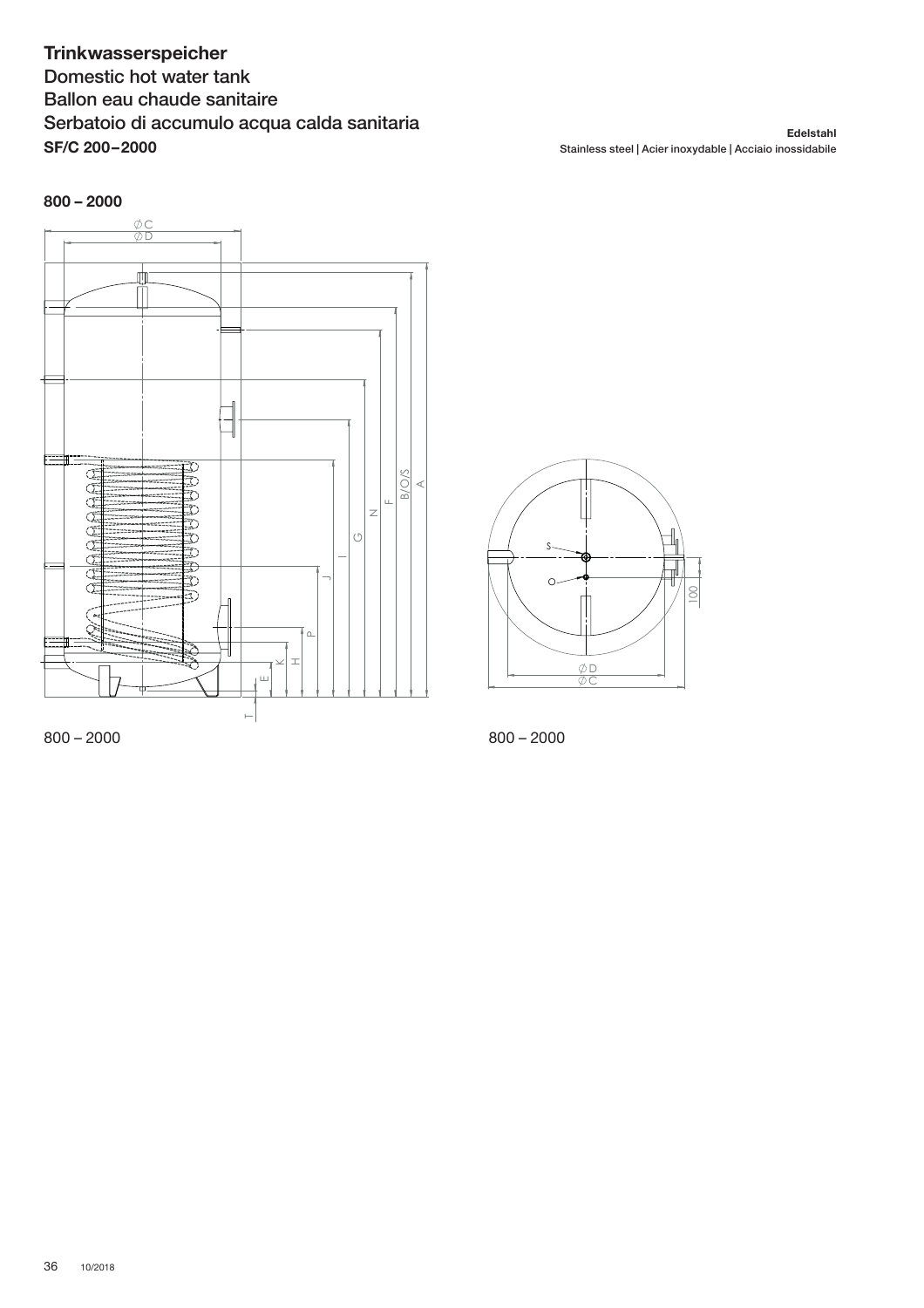**Trinkwasserspeicher**
Domestic hot water tank
Ballon eau chaude sanitaire
Serbatoio di accumulo acqua calda sanitaria
**SF/C 200 – 2000**

**Edelstahl**
Stainless steel | Acier inoxydable | Acciaio inossidabile

**800 – 2000**

800 – 2000

800 – 2000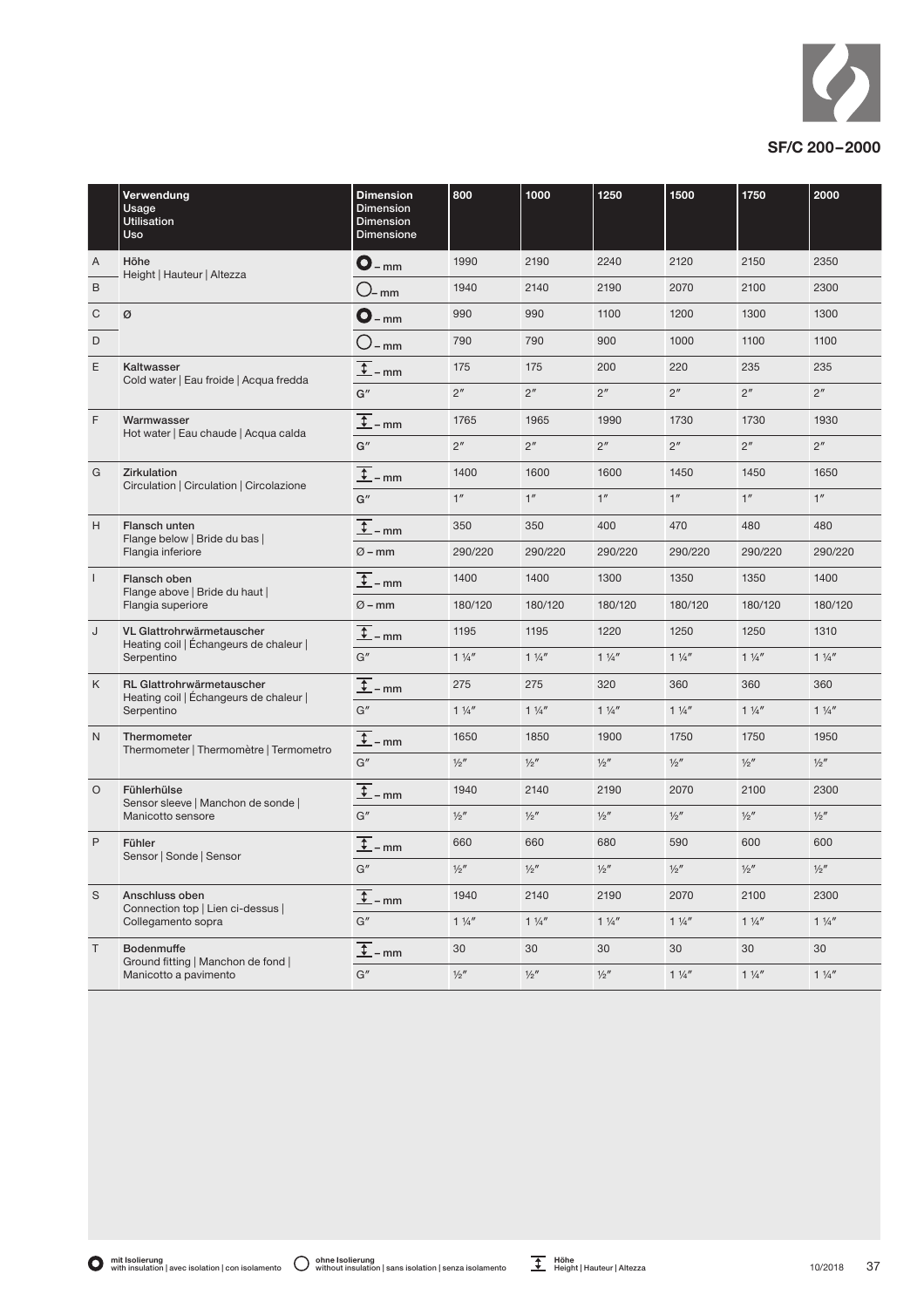## SF/C 200–2000

| | Verwendung<br>Usage<br>Utilisation<br>Uso | Dimension<br>Dimension<br>Dimension<br>Dimensione | 800 | 1000 | 1250 | 1500 | 1750 | 2000 |
|---|---|---|---|---|---|---|---|---|
| A | **Höhe**<br>Height \| Hauteur \| Altezza | ● – mm | 1990 | 2190 | 2240 | 2120 | 2150 | 2350 |
| B | | ○ – mm | 1940 | 2140 | 2190 | 2070 | 2100 | 2300 |
| C | Ø | ● – mm | 990 | 990 | 1100 | 1200 | 1300 | 1300 |
| D | | ○ – mm | 790 | 790 | 900 | 1000 | 1100 | 1100 |
| E | **Kaltwasser**<br>Cold water \| Eau froide \| Acqua fredda | ↕ – mm | 175 | 175 | 200 | 220 | 235 | 235 |
| | | G″ | 2″ | 2″ | 2″ | 2″ | 2″ | 2″ |
| F | **Warmwasser**<br>Hot water \| Eau chaude \| Acqua calda | ↕ – mm | 1765 | 1965 | 1990 | 1730 | 1730 | 1930 |
| | | G″ | 2″ | 2″ | 2″ | 2″ | 2″ | 2″ |
| G | **Zirkulation**<br>Circulation \| Circulation \| Circolazione | ↕ – mm | 1400 | 1600 | 1600 | 1450 | 1450 | 1650 |
| | | G″ | 1″ | 1″ | 1″ | 1″ | 1″ | 1″ |
| H | **Flansch unten**<br>Flange below \| Bride du bas \| Flangia inferiore | ↕ – mm | 350 | 350 | 400 | 470 | 480 | 480 |
| | | Ø – mm | 290/220 | 290/220 | 290/220 | 290/220 | 290/220 | 290/220 |
| I | **Flansch oben**<br>Flange above \| Bride du haut \| Flangia superiore | ↕ – mm | 1400 | 1400 | 1300 | 1350 | 1350 | 1400 |
| | | Ø – mm | 180/120 | 180/120 | 180/120 | 180/120 | 180/120 | 180/120 |
| J | **VL Glattrohrwärmetauscher**<br>Heating coil \| Échangeurs de chaleur \| Serpentino | ↕ – mm | 1195 | 1195 | 1220 | 1250 | 1250 | 1310 |
| | | G″ | 1 ¼″ | 1 ¼″ | 1 ¼″ | 1 ¼″ | 1 ¼″ | 1 ¼″ |
| K | **RL Glattrohrwärmetauscher**<br>Heating coil \| Échangeurs de chaleur \| Serpentino | ↕ – mm | 275 | 275 | 320 | 360 | 360 | 360 |
| | | G″ | 1 ¼″ | 1 ¼″ | 1 ¼″ | 1 ¼″ | 1 ¼″ | 1 ¼″ |
| N | **Thermometer**<br>Thermometer \| Thermomètre \| Termometro | ↕ – mm | 1650 | 1850 | 1900 | 1750 | 1750 | 1950 |
| | | G″ | ½″ | ½″ | ½″ | ½″ | ½″ | ½″ |
| O | **Fühlerhülse**<br>Sensor sleeve \| Manchon de sonde \| Manicotto sensore | ↕ – mm | 1940 | 2140 | 2190 | 2070 | 2100 | 2300 |
| | | G″ | ½″ | ½″ | ½″ | ½″ | ½″ | ½″ |
| P | **Fühler**<br>Sensor \| Sonde \| Sensor | ↕ – mm | 660 | 660 | 680 | 590 | 600 | 600 |
| | | G″ | ½″ | ½″ | ½″ | ½″ | ½″ | ½″ |
| S | **Anschluss oben**<br>Connection top \| Lien ci-dessus \| Collegamento sopra | ↕ – mm | 1940 | 2140 | 2190 | 2070 | 2100 | 2300 |
| | | G″ | 1 ¼″ | 1 ¼″ | 1 ¼″ | 1 ¼″ | 1 ¼″ | 1 ¼″ |
| T | **Bodenmuffe**<br>Ground fitting \| Manchon de fond \| Manicotto a pavimento | ↕ – mm | 30 | 30 | 30 | 30 | 30 | 30 |
| | | G″ | ½″ | ½″ | ½″ | 1 ¼″ | 1 ¼″ | 1 ¼″ |

● **mit Isolierung** with insulation | avec isolation | con isolamento

○ **ohne Isolierung** without insulation | sans isolation | senza isolamento

↕ **Höhe** Height | Hauteur | Altezza

10/2018